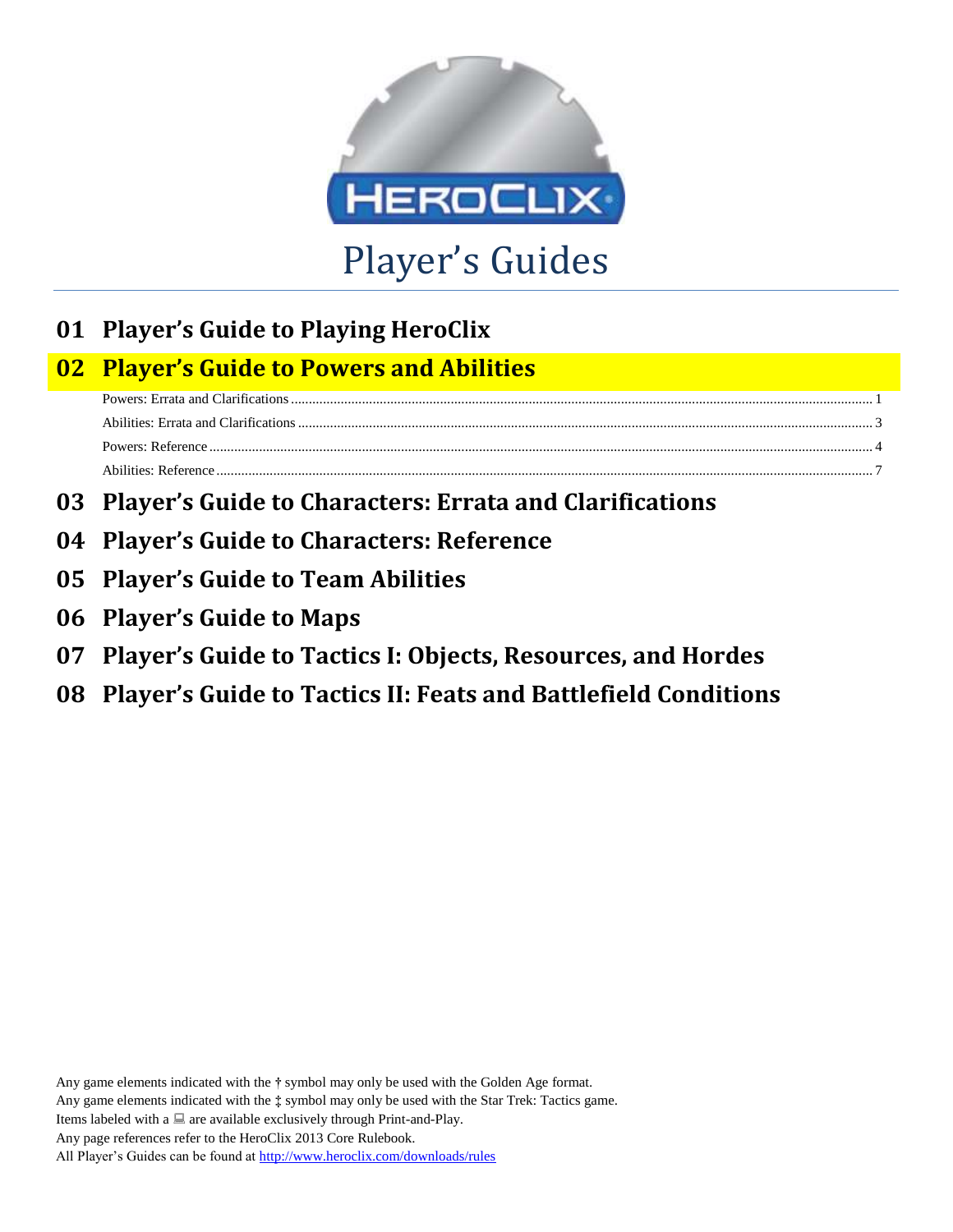# Player's Guides

## 01 Player's Guide to Playing HeroClix

## 02 Player's Guide to Powers and Abilities

- Powers: Errata and Clarifications ........ 1
- Abilities: Errata and Clarifications ........ 3
- Powers: Reference ........ 4
- Abilities: Reference ........ 7

## 03 Player's Guide to Characters: Errata and Clarifications

## 04 Player's Guide to Characters: Reference

## 05 Player's Guide to Team Abilities

## 06 Player's Guide to Maps

## 07 Player's Guide to Tactics I: Objects, Resources, and Hordes

## 08 Player's Guide to Tactics II: Feats and Battlefield Conditions

Any game elements indicated with the † symbol may only be used with the Golden Age format.
Any game elements indicated with the ‡ symbol may only be used with the Star Trek: Tactics game.
Items labeled with a 💻 are available exclusively through Print-and-Play.
Any page references refer to the HeroClix 2013 Core Rulebook.
All Player's Guides can be found at http://www.heroclix.com/downloads/rules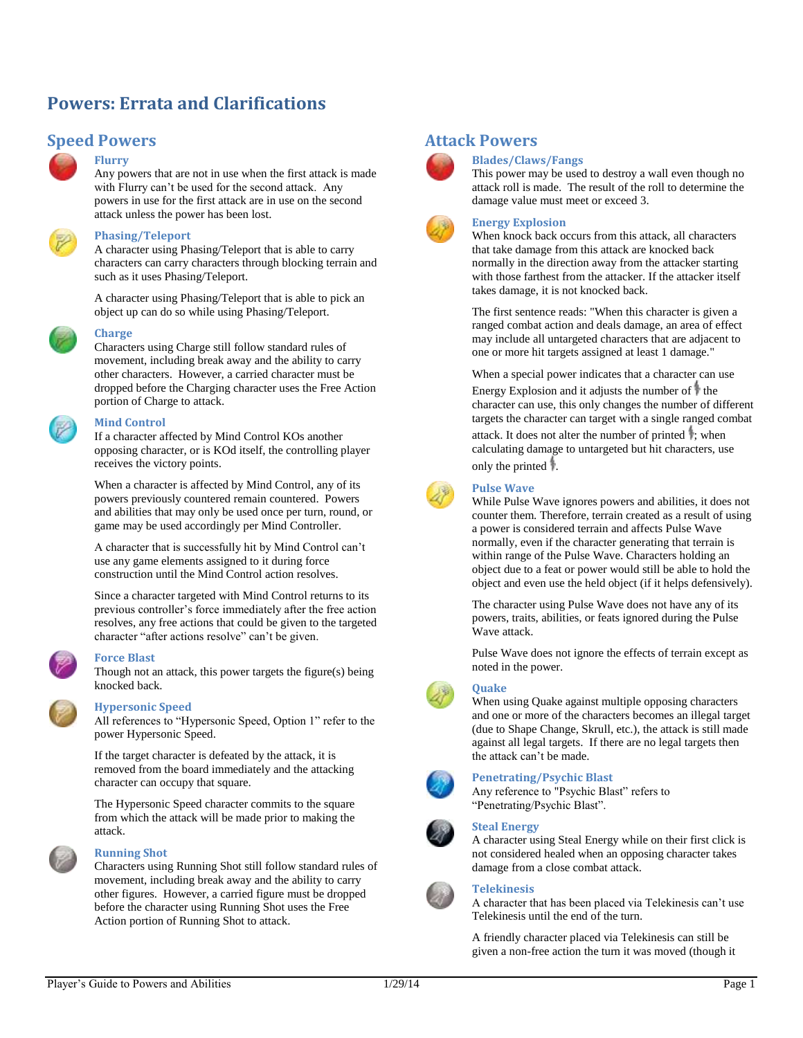# Powers: Errata and Clarifications

## Speed Powers

### Flurry

Any powers that are not in use when the first attack is made with Flurry can't be used for the second attack. Any powers in use for the first attack are in use on the second attack unless the power has been lost.

### Phasing/Teleport

A character using Phasing/Teleport that is able to carry characters can carry characters through blocking terrain and such as it uses Phasing/Teleport.

A character using Phasing/Teleport that is able to pick an object up can do so while using Phasing/Teleport.

### Charge

Characters using Charge still follow standard rules of movement, including break away and the ability to carry other characters. However, a carried character must be dropped before the Charging character uses the Free Action portion of Charge to attack.

### Mind Control

If a character affected by Mind Control KOs another opposing character, or is KOd itself, the controlling player receives the victory points.

When a character is affected by Mind Control, any of its powers previously countered remain countered. Powers and abilities that may only be used once per turn, round, or game may be used accordingly per Mind Controller.

A character that is successfully hit by Mind Control can't use any game elements assigned to it during force construction until the Mind Control action resolves.

Since a character targeted with Mind Control returns to its previous controller's force immediately after the free action resolves, any free actions that could be given to the targeted character "after actions resolve" can't be given.

### Force Blast

Though not an attack, this power targets the figure(s) being knocked back.

### Hypersonic Speed

All references to "Hypersonic Speed, Option 1" refer to the power Hypersonic Speed.

If the target character is defeated by the attack, it is removed from the board immediately and the attacking character can occupy that square.

The Hypersonic Speed character commits to the square from which the attack will be made prior to making the attack.

### Running Shot

Characters using Running Shot still follow standard rules of movement, including break away and the ability to carry other figures. However, a carried figure must be dropped before the character using Running Shot uses the Free Action portion of Running Shot to attack.

## Attack Powers

### Blades/Claws/Fangs

This power may be used to destroy a wall even though no attack roll is made. The result of the roll to determine the damage value must meet or exceed 3.

### Energy Explosion

When knock back occurs from this attack, all characters that take damage from this attack are knocked back normally in the direction away from the attacker starting with those farthest from the attacker. If the attacker itself takes damage, it is not knocked back.

The first sentence reads: "When this character is given a ranged combat action and deals damage, an area of effect may include all untargeted characters that are adjacent to one or more hit targets assigned at least 1 damage."

When a special power indicates that a character can use Energy Explosion and it adjusts the number of ⚡ the character can use, this only changes the number of different targets the character can target with a single ranged combat attack. It does not alter the number of printed ⚡; when calculating damage to untargeted but hit characters, use only the printed ⚡.

### Pulse Wave

While Pulse Wave ignores powers and abilities, it does not counter them. Therefore, terrain created as a result of using a power is considered terrain and affects Pulse Wave normally, even if the character generating that terrain is within range of the Pulse Wave. Characters holding an object due to a feat or power would still be able to hold the object and even use the held object (if it helps defensively).

The character using Pulse Wave does not have any of its powers, traits, abilities, or feats ignored during the Pulse Wave attack.

Pulse Wave does not ignore the effects of terrain except as noted in the power.

### Quake

When using Quake against multiple opposing characters and one or more of the characters becomes an illegal target (due to Shape Change, Skrull, etc.), the attack is still made against all legal targets. If there are no legal targets then the attack can't be made.

### Penetrating/Psychic Blast

Any reference to "Psychic Blast" refers to "Penetrating/Psychic Blast".

### Steal Energy

A character using Steal Energy while on their first click is not considered healed when an opposing character takes damage from a close combat attack.

### Telekinesis

A character that has been placed via Telekinesis can't use Telekinesis until the end of the turn.

A friendly character placed via Telekinesis can still be given a non-free action the turn it was moved (though it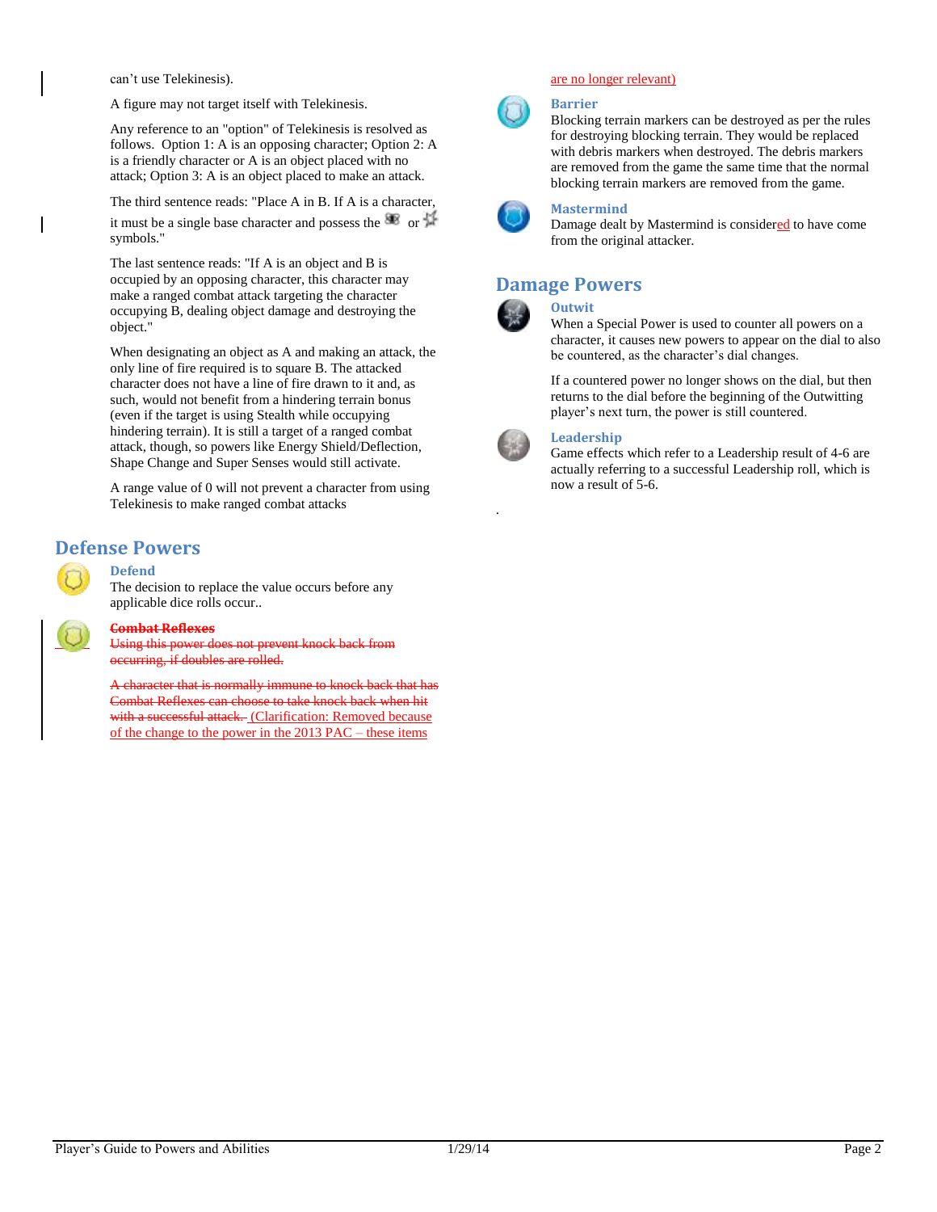can't use Telekinesis).

A figure may not target itself with Telekinesis.

Any reference to an "option" of Telekinesis is resolved as follows. Option 1: A is an opposing character; Option 2: A is a friendly character or A is an object placed with no attack; Option 3: A is an object placed to make an attack.

The third sentence reads: "Place A in B. If A is a character, it must be a single base character and possess the or symbols."

The last sentence reads: "If A is an object and B is occupied by an opposing character, this character may make a ranged combat attack targeting the character occupying B, dealing object damage and destroying the object."

When designating an object as A and making an attack, the only line of fire required is to square B. The attacked character does not have a line of fire drawn to it and, as such, would not benefit from a hindering terrain bonus (even if the target is using Stealth while occupying hindering terrain). It is still a target of a ranged combat attack, though, so powers like Energy Shield/Deflection, Shape Change and Super Senses would still activate.

A range value of 0 will not prevent a character from using Telekinesis to make ranged combat attacks

## Defense Powers

### Defend

The decision to replace the value occurs before any applicable dice rolls occur..

### ~~Combat Reflexes~~

~~Using this power does not prevent knock back from occurring, if doubles are rolled.~~

~~A character that is normally immune to knock back that has Combat Reflexes can choose to take knock back when hit with a successful attack.~~ (Clarification: Removed because of the change to the power in the 2013 PAC – these items are no longer relevant)

### Barrier

Blocking terrain markers can be destroyed as per the rules for destroying blocking terrain. They would be replaced with debris markers when destroyed. The debris markers are removed from the game the same time that the normal blocking terrain markers are removed from the game.

### Mastermind

Damage dealt by Mastermind is considered to have come from the original attacker.

## Damage Powers

### Outwit

When a Special Power is used to counter all powers on a character, it causes new powers to appear on the dial to also be countered, as the character's dial changes.

If a countered power no longer shows on the dial, but then returns to the dial before the beginning of the Outwitting player's next turn, the power is still countered.

### Leadership

Game effects which refer to a Leadership result of 4-6 are actually referring to a successful Leadership roll, which is now a result of 5-6.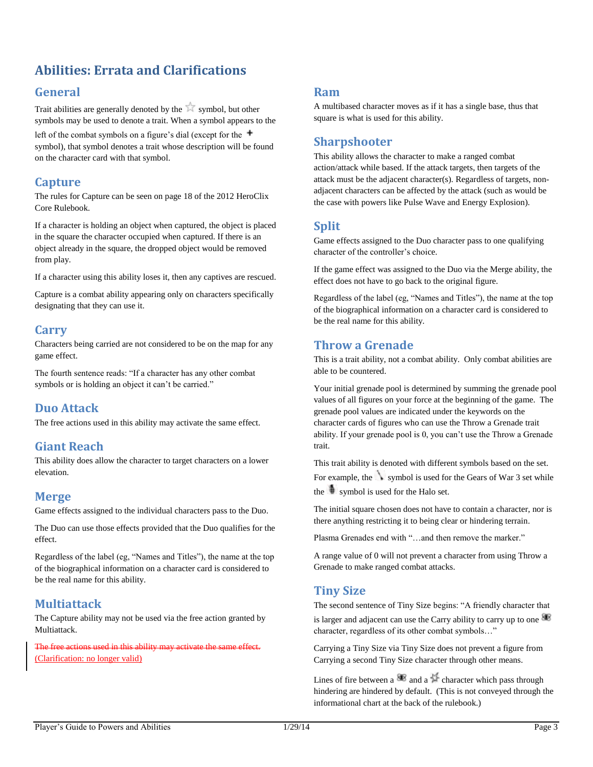# Abilities: Errata and Clarifications

## General

Trait abilities are generally denoted by the ☆ symbol, but other symbols may be used to denote a trait. When a symbol appears to the left of the combat symbols on a figure's dial (except for the + symbol), that symbol denotes a trait whose description will be found on the character card with that symbol.

## Capture

The rules for Capture can be seen on page 18 of the 2012 HeroClix Core Rulebook.

If a character is holding an object when captured, the object is placed in the square the character occupied when captured. If there is an object already in the square, the dropped object would be removed from play.

If a character using this ability loses it, then any captives are rescued.

Capture is a combat ability appearing only on characters specifically designating that they can use it.

## Carry

Characters being carried are not considered to be on the map for any game effect.

The fourth sentence reads: "If a character has any other combat symbols or is holding an object it can't be carried."

## Duo Attack

The free actions used in this ability may activate the same effect.

## Giant Reach

This ability does allow the character to target characters on a lower elevation.

## Merge

Game effects assigned to the individual characters pass to the Duo.

The Duo can use those effects provided that the Duo qualifies for the effect.

Regardless of the label (eg, "Names and Titles"), the name at the top of the biographical information on a character card is considered to be the real name for this ability.

## Multiattack

The Capture ability may not be used via the free action granted by Multiattack.

~~The free actions used in this ability may activate the same effect.~~ (Clarification: no longer valid)

## Ram

A multibased character moves as if it has a single base, thus that square is what is used for this ability.

## Sharpshooter

This ability allows the character to make a ranged combat action/attack while based. If the attack targets, then targets of the attack must be the adjacent character(s). Regardless of targets, non-adjacent characters can be affected by the attack (such as would be the case with powers like Pulse Wave and Energy Explosion).

## Split

Game effects assigned to the Duo character pass to one qualifying character of the controller's choice.

If the game effect was assigned to the Duo via the Merge ability, the effect does not have to go back to the original figure.

Regardless of the label (eg, "Names and Titles"), the name at the top of the biographical information on a character card is considered to be the real name for this ability.

## Throw a Grenade

This is a trait ability, not a combat ability. Only combat abilities are able to be countered.

Your initial grenade pool is determined by summing the grenade pool values of all figures on your force at the beginning of the game. The grenade pool values are indicated under the keywords on the character cards of figures who can use the Throw a Grenade trait ability. If your grenade pool is 0, you can't use the Throw a Grenade trait.

This trait ability is denoted with different symbols based on the set. For example, the symbol is used for the Gears of War 3 set while the symbol is used for the Halo set.

The initial square chosen does not have to contain a character, nor is there anything restricting it to being clear or hindering terrain.

Plasma Grenades end with "…and then remove the marker."

A range value of 0 will not prevent a character from using Throw a Grenade to make ranged combat attacks.

## Tiny Size

The second sentence of Tiny Size begins: "A friendly character that is larger and adjacent can use the Carry ability to carry up to one character, regardless of its other combat symbols…"

Carrying a Tiny Size via Tiny Size does not prevent a figure from Carrying a second Tiny Size character through other means.

Lines of fire between a and a character which pass through hindering are hindered by default. (This is not conveyed through the informational chart at the back of the rulebook.)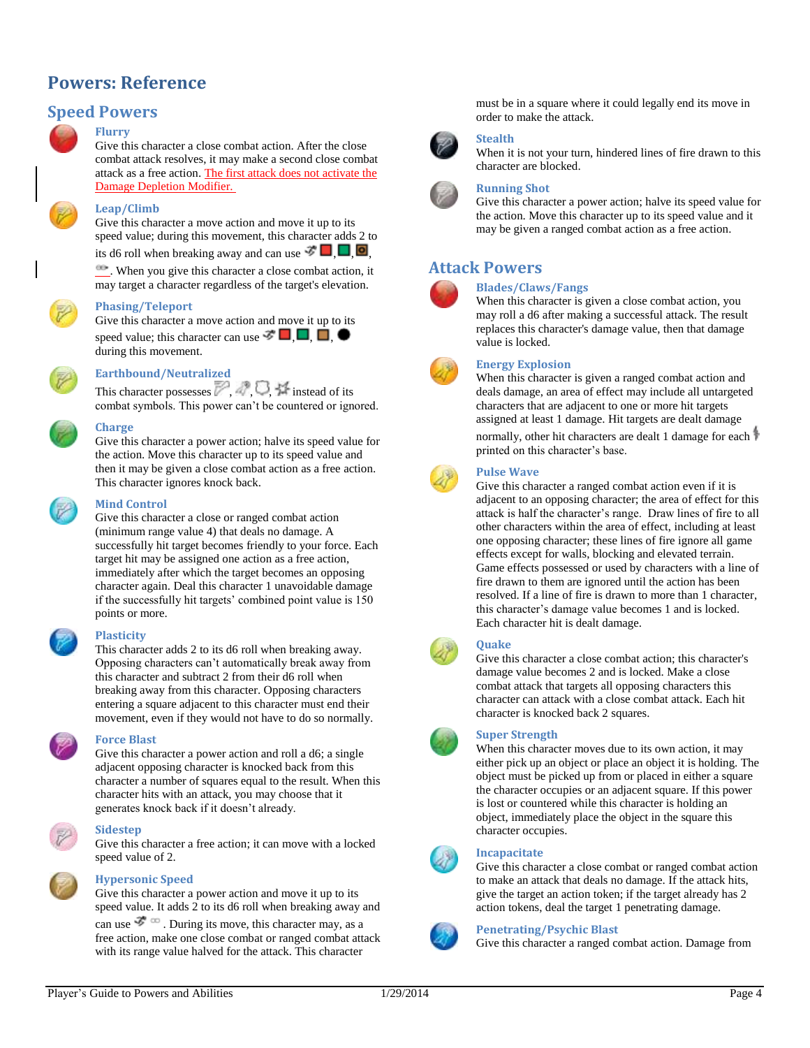# Powers: Reference

## Speed Powers

### Flurry

Give this character a close combat action. After the close combat attack resolves, it may make a second close combat attack as a free action. The first attack does not activate the Damage Depletion Modifier.

### Leap/Climb

Give this character a move action and move it up to its speed value; during this movement, this character adds 2 to its d6 roll when breaking away and can use , , , , . When you give this character a close combat action, it may target a character regardless of the target's elevation.

### Phasing/Teleport

Give this character a move action and move it up to its speed value; this character can use , , , , during this movement.

### Earthbound/Neutralized

This character possesses , , , instead of its combat symbols. This power can't be countered or ignored.

### Charge

Give this character a power action; halve its speed value for the action. Move this character up to its speed value and then it may be given a close combat action as a free action. This character ignores knock back.

### Mind Control

Give this character a close or ranged combat action (minimum range value 4) that deals no damage. A successfully hit target becomes friendly to your force. Each target hit may be assigned one action as a free action, immediately after which the target becomes an opposing character again. Deal this character 1 unavoidable damage if the successfully hit targets' combined point value is 150 points or more.

### Plasticity

This character adds 2 to its d6 roll when breaking away. Opposing characters can't automatically break away from this character and subtract 2 from their d6 roll when breaking away from this character. Opposing characters entering a square adjacent to this character must end their movement, even if they would not have to do so normally.

### Force Blast

Give this character a power action and roll a d6; a single adjacent opposing character is knocked back from this character a number of squares equal to the result. When this character hits with an attack, you may choose that it generates knock back if it doesn't already.

### Sidestep

Give this character a free action; it can move with a locked speed value of 2.

### Hypersonic Speed

Give this character a power action and move it up to its speed value. It adds 2 to its d6 roll when breaking away and can use , . During its move, this character may, as a free action, make one close combat or ranged combat attack with its range value halved for the attack. This character must be in a square where it could legally end its move in order to make the attack.

### Stealth

When it is not your turn, hindered lines of fire drawn to this character are blocked.

### Running Shot

Give this character a power action; halve its speed value for the action. Move this character up to its speed value and it may be given a ranged combat action as a free action.

## Attack Powers

### Blades/Claws/Fangs

When this character is given a close combat action, you may roll a d6 after making a successful attack. The result replaces this character's damage value, then that damage value is locked.

### Energy Explosion

When this character is given a ranged combat action and deals damage, an area of effect may include all untargeted characters that are adjacent to one or more hit targets assigned at least 1 damage. Hit targets are dealt damage normally, other hit characters are dealt 1 damage for each printed on this character's base.

### Pulse Wave

Give this character a ranged combat action even if it is adjacent to an opposing character; the area of effect for this attack is half the character's range. Draw lines of fire to all other characters within the area of effect, including at least one opposing character; these lines of fire ignore all game effects except for walls, blocking and elevated terrain. Game effects possessed or used by characters with a line of fire drawn to them are ignored until the action has been resolved. If a line of fire is drawn to more than 1 character, this character's damage value becomes 1 and is locked. Each character hit is dealt damage.

### Quake

Give this character a close combat action; this character's damage value becomes 2 and is locked. Make a close combat attack that targets all opposing characters this character can attack with a close combat attack. Each hit character is knocked back 2 squares.

### Super Strength

When this character moves due to its own action, it may either pick up an object or place an object it is holding. The object must be picked up from or placed in either a square the character occupies or an adjacent square. If this power is lost or countered while this character is holding an object, immediately place the object in the square this character occupies.

### Incapacitate

Give this character a close combat or ranged combat action to make an attack that deals no damage. If the attack hits, give the target an action token; if the target already has 2 action tokens, deal the target 1 penetrating damage.

### Penetrating/Psychic Blast

Give this character a ranged combat action. Damage from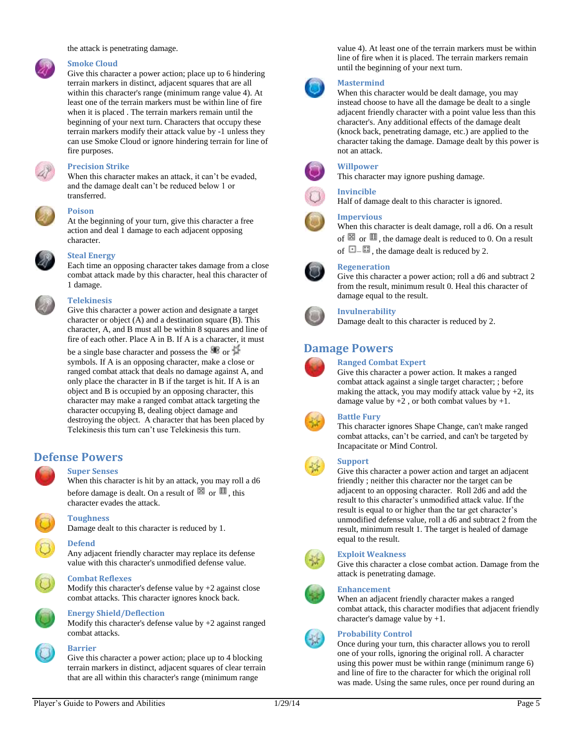the attack is penetrating damage.

### Smoke Cloud

Give this character a power action; place up to 6 hindering terrain markers in distinct, adjacent squares that are all within this character's range (minimum range value 4). At least one of the terrain markers must be within line of fire when it is placed . The terrain markers remain until the beginning of your next turn. Characters that occupy these terrain markers modify their attack value by -1 unless they can use Smoke Cloud or ignore hindering terrain for line of fire purposes.

### Precision Strike

When this character makes an attack, it can't be evaded, and the damage dealt can't be reduced below 1 or transferred.

### Poison

At the beginning of your turn, give this character a free action and deal 1 damage to each adjacent opposing character.

### Steal Energy

Each time an opposing character takes damage from a close combat attack made by this character, heal this character of 1 damage.

### Telekinesis

Give this character a power action and designate a target character or object (A) and a destination square (B). This character, A, and B must all be within 8 squares and line of fire of each other. Place A in B. If A is a character, it must be a single base character and possess the or symbols. If A is an opposing character, make a close or ranged combat attack that deals no damage against A, and only place the character in B if the target is hit. If A is an object and B is occupied by an opposing character, this character may make a ranged combat attack targeting the character occupying B, dealing object damage and destroying the object. A character that has been placed by Telekinesis this turn can't use Telekinesis this turn.

## Defense Powers

### Super Senses

When this character is hit by an attack, you may roll a d6 before damage is dealt. On a result of or , this character evades the attack.

### Toughness

Damage dealt to this character is reduced by 1.

### Defend

Any adjacent friendly character may replace its defense value with this character's unmodified defense value.

### Combat Reflexes

Modify this character's defense value by +2 against close combat attacks. This character ignores knock back.

### Energy Shield/Deflection

Modify this character's defense value by +2 against ranged combat attacks.

### Barrier

Give this character a power action; place up to 4 blocking terrain markers in distinct, adjacent squares of clear terrain that are all within this character's range (minimum range value 4). At least one of the terrain markers must be within line of fire when it is placed. The terrain markers remain until the beginning of your next turn.

### Mastermind

When this character would be dealt damage, you may instead choose to have all the damage be dealt to a single adjacent friendly character with a point value less than this character's. Any additional effects of the damage dealt (knock back, penetrating damage, etc.) are applied to the character taking the damage. Damage dealt by this power is not an attack.

### Willpower

This character may ignore pushing damage.

### Invincible

Half of damage dealt to this character is ignored.

### Impervious

When this character is dealt damage, roll a d6. On a result of or , the damage dealt is reduced to 0. On a result of – , the damage dealt is reduced by 2.

### Regeneration

Give this character a power action; roll a d6 and subtract 2 from the result, minimum result 0. Heal this character of damage equal to the result.

### Invulnerability

Damage dealt to this character is reduced by 2.

## Damage Powers

### Ranged Combat Expert

Give this character a power action. It makes a ranged combat attack against a single target character; ; before making the attack, you may modify attack value by +2, its damage value by +2 , or both combat values by +1.

### Battle Fury

This character ignores Shape Change, can't make ranged combat attacks, can't be carried, and can't be targeted by Incapacitate or Mind Control.

### Support

Give this character a power action and target an adjacent friendly ; neither this character nor the target can be adjacent to an opposing character. Roll 2d6 and add the result to this character's unmodified attack value. If the result is equal to or higher than the tar get character's unmodified defense value, roll a d6 and subtract 2 from the result, minimum result 1. The target is healed of damage equal to the result.

### Exploit Weakness

Give this character a close combat action. Damage from the attack is penetrating damage.

### Enhancement

When an adjacent friendly character makes a ranged combat attack, this character modifies that adjacent friendly character's damage value by +1.

### Probability Control

Once during your turn, this character allows you to reroll one of your rolls, ignoring the original roll. A character using this power must be within range (minimum range 6) and line of fire to the character for which the original roll was made. Using the same rules, once per round during an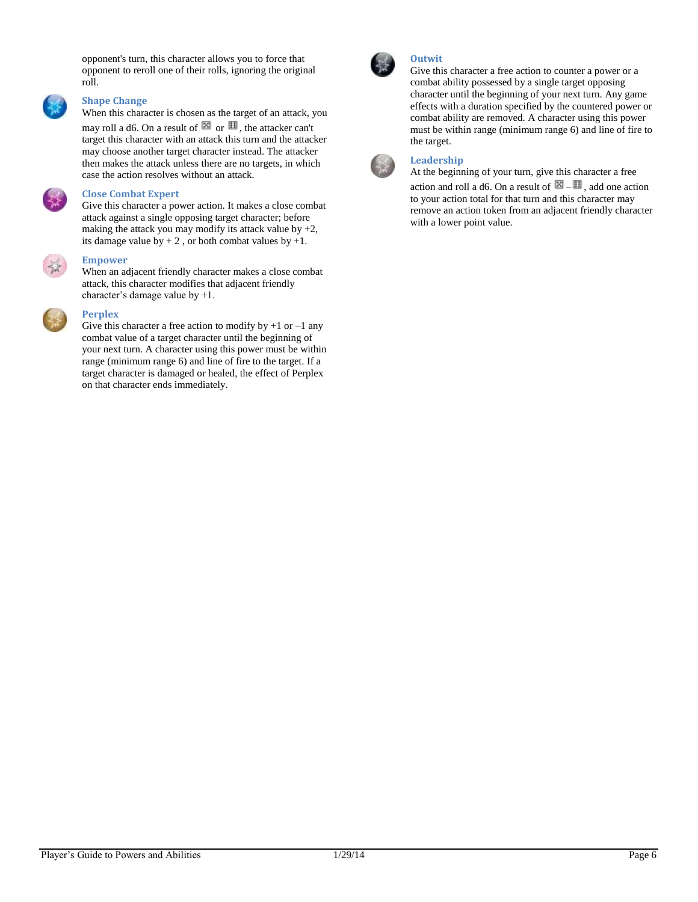opponent's turn, this character allows you to force that opponent to reroll one of their rolls, ignoring the original roll.

### Shape Change

When this character is chosen as the target of an attack, you may roll a d6. On a result of ⚄ or ⚅, the attacker can't target this character with an attack this turn and the attacker may choose another target character instead. The attacker then makes the attack unless there are no targets, in which case the action resolves without an attack.

### Close Combat Expert

Give this character a power action. It makes a close combat attack against a single opposing target character; before making the attack you may modify its attack value by +2, its damage value by + 2 , or both combat values by +1.

### Empower

When an adjacent friendly character makes a close combat attack, this character modifies that adjacent friendly character's damage value by +1.

### Perplex

Give this character a free action to modify by +1 or –1 any combat value of a target character until the beginning of your next turn. A character using this power must be within range (minimum range 6) and line of fire to the target. If a target character is damaged or healed, the effect of Perplex on that character ends immediately.

### Outwit

Give this character a free action to counter a power or a combat ability possessed by a single target opposing character until the beginning of your next turn. Any game effects with a duration specified by the countered power or combat ability are removed. A character using this power must be within range (minimum range 6) and line of fire to the target.

### Leadership

At the beginning of your turn, give this character a free action and roll a d6. On a result of ⚄ – ⚅, add one action to your action total for that turn and this character may remove an action token from an adjacent friendly character with a lower point value.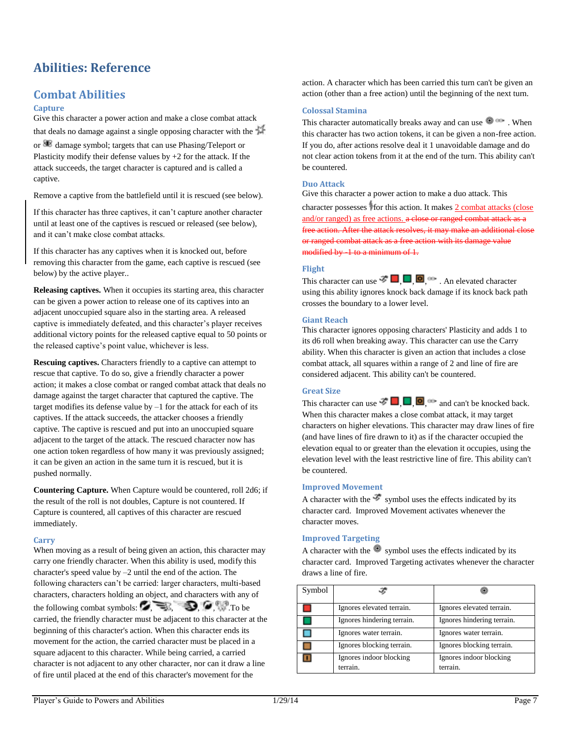# Abilities: Reference

## Combat Abilities

### Capture

Give this character a power action and make a close combat attack that deals no damage against a single opposing character with the or damage symbol; targets that can use Phasing/Teleport or Plasticity modify their defense values by +2 for the attack. If the attack succeeds, the target character is captured and is called a captive.

Remove a captive from the battlefield until it is rescued (see below).

If this character has three captives, it can't capture another character until at least one of the captives is rescued or released (see below), and it can't make close combat attacks.

If this character has any captives when it is knocked out, before removing this character from the game, each captive is rescued (see below) by the active player..

**Releasing captives.** When it occupies its starting area, this character can be given a power action to release one of its captives into an adjacent unoccupied square also in the starting area. A released captive is immediately defeated, and this character's player receives additional victory points for the released captive equal to 50 points or the released captive's point value, whichever is less.

**Rescuing captives.** Characters friendly to a captive can attempt to rescue that captive. To do so, give a friendly character a power action; it makes a close combat or ranged combat attack that deals no damage against the target character that captured the captive. The target modifies its defense value by –1 for the attack for each of its captives. If the attack succeeds, the attacker chooses a friendly captive. The captive is rescued and put into an unoccupied square adjacent to the target of the attack. The rescued character now has one action token regardless of how many it was previously assigned; it can be given an action in the same turn it is rescued, but it is pushed normally.

**Countering Capture.** When Capture would be countered, roll 2d6; if the result of the roll is not doubles, Capture is not countered. If Capture is countered, all captives of this character are rescued immediately.

### Carry

When moving as a result of being given an action, this character may carry one friendly character. When this ability is used, modify this character's speed value by –2 until the end of the action. The following characters can't be carried: larger characters, multi-based characters, characters holding an object, and characters with any of the following combat symbols: , , , , .To be carried, the friendly character must be adjacent to this character at the beginning of this character's action. When this character ends its movement for the action, the carried character must be placed in a square adjacent to this character. While being carried, a carried character is not adjacent to any other character, nor can it draw a line of fire until placed at the end of this character's movement for the action. A character which has been carried this turn can't be given an action (other than a free action) until the beginning of the next turn.

### Colossal Stamina

This character automatically breaks away and can use . When this character has two action tokens, it can be given a non-free action. If you do, after actions resolve deal it 1 unavoidable damage and do not clear action tokens from it at the end of the turn. This ability can't be countered.

### Duo Attack

Give this character a power action to make a duo attack. This character possesses for this action. It makes 2 combat attacks (close and/or ranged) as free actions. ~~a close or ranged combat attack as a free action. After the attack resolves, it may make an additional close or ranged combat attack as a free action with its damage value modified by -1 to a minimum of 1.~~

### Flight

This character can use , , , , . An elevated character using this ability ignores knock back damage if its knock back path crosses the boundary to a lower level.

### Giant Reach

This character ignores opposing characters' Plasticity and adds 1 to its d6 roll when breaking away. This character can use the Carry ability. When this character is given an action that includes a close combat attack, all squares within a range of 2 and line of fire are considered adjacent. This ability can't be countered.

### Great Size

This character can use , , , , and can't be knocked back. When this character makes a close combat attack, it may target characters on higher elevations. This character may draw lines of fire (and have lines of fire drawn to it) as if the character occupied the elevation equal to or greater than the elevation it occupies, using the elevation level with the least restrictive line of fire. This ability can't be countered.

### Improved Movement

A character with the symbol uses the effects indicated by its character card. Improved Movement activates whenever the character moves.

### Improved Targeting

A character with the symbol uses the effects indicated by its character card. Improved Targeting activates whenever the character draws a line of fire.

| Symbol | (Improved Movement) | (Improved Targeting) |
|---|---|---|
| (red) | Ignores elevated terrain. | Ignores elevated terrain. |
| (green) | Ignores hindering terrain. | Ignores hindering terrain. |
| (blue) | Ignores water terrain. | Ignores water terrain. |
| (brown) | Ignores blocking terrain. | Ignores blocking terrain. |
| (brown outlined) | Ignores indoor blocking terrain. | Ignores indoor blocking terrain. |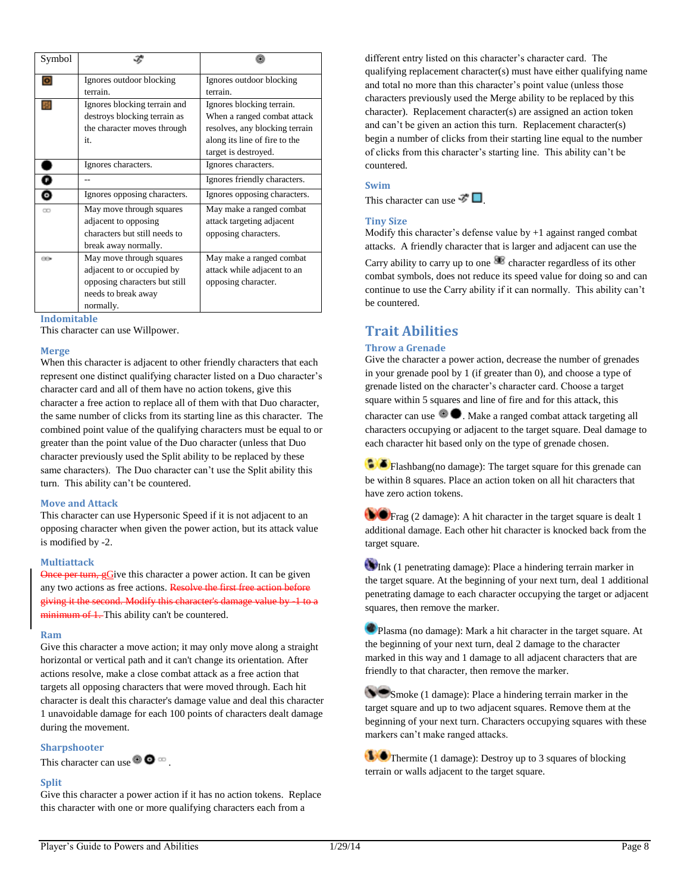| Symbol | | |
|---|---|---|
| | Ignores outdoor blocking terrain. | Ignores outdoor blocking terrain. |
| | Ignores blocking terrain and destroys blocking terrain as the character moves through it. | Ignores blocking terrain. When a ranged combat attack resolves, any blocking terrain along its line of fire to the target square is destroyed. |
| | Ignores characters. | Ignores characters. |
| | -- | Ignores friendly characters. |
| | Ignores opposing characters. | Ignores opposing characters. |
| | May move through squares adjacent to opposing characters but still needs to break away normally. | May make a ranged combat attack targeting adjacent opposing characters. |
| | May move through squares adjacent to or occupied by opposing characters but still needs to break away normally. | May make a ranged combat attack while adjacent to an opposing character. |

### Indomitable

This character can use Willpower.

### Merge

When this character is adjacent to other friendly characters that each represent one distinct qualifying character listed on a Duo character's character card and all of them have no action tokens, give this character a free action to replace all of them with that Duo character, the same number of clicks from its starting line as this character. The combined point value of the qualifying characters must be equal to or greater than the point value of the Duo character (unless that Duo character previously used the Split ability to be replaced by these same characters). The Duo character can't use the Split ability this turn. This ability can't be countered.

### Move and Attack

This character can use Hypersonic Speed if it is not adjacent to an opposing character when given the power action, but its attack value is modified by -2.

### Multiattack

~~Once per turn, g~~Give this character a power action. It can be given any two actions as free actions. ~~Resolve the first free action before giving it the second. Modify this character's damage value by -1 to a minimum of 1.~~ This ability can't be countered.

### Ram

Give this character a move action; it may only move along a straight horizontal or vertical path and it can't change its orientation. After actions resolve, make a close combat attack as a free action that targets all opposing characters that were moved through. Each hit character is dealt this character's damage value and deal this character 1 unavoidable damage for each 100 points of characters dealt damage during the movement.

### Sharpshooter

This character can use .

### Split

Give this character a power action if it has no action tokens. Replace this character with one or more qualifying characters each from a different entry listed on this character's character card. The qualifying replacement character(s) must have either qualifying name and total no more than this character's point value (unless those characters previously used the Merge ability to be replaced by this character). Replacement character(s) are assigned an action token and can't be given an action this turn. Replacement character(s) begin a number of clicks from their starting line equal to the number of clicks from this character's starting line. This ability can't be countered.

### Swim

This character can use .

### Tiny Size

Modify this character's defense value by +1 against ranged combat attacks. A friendly character that is larger and adjacent can use the Carry ability to carry up to one character regardless of its other combat symbols, does not reduce its speed value for doing so and can continue to use the Carry ability if it can normally. This ability can't be countered.

## Trait Abilities

### Throw a Grenade

Give the character a power action, decrease the number of grenades in your grenade pool by 1 (if greater than 0), and choose a type of grenade listed on the character's character card. Choose a target square within 5 squares and line of fire and for this attack, this character can use . Make a ranged combat attack targeting all characters occupying or adjacent to the target square. Deal damage to each character hit based only on the type of grenade chosen.

Flashbang(no damage): The target square for this grenade can be within 8 squares. Place an action token on all hit characters that have zero action tokens.

Frag (2 damage): A hit character in the target square is dealt 1 additional damage. Each other hit character is knocked back from the target square.

Ink (1 penetrating damage): Place a hindering terrain marker in the target square. At the beginning of your next turn, deal 1 additional penetrating damage to each character occupying the target or adjacent squares, then remove the marker.

Plasma (no damage): Mark a hit character in the target square. At the beginning of your next turn, deal 2 damage to the character marked in this way and 1 damage to all adjacent characters that are friendly to that character, then remove the marker.

Smoke (1 damage): Place a hindering terrain marker in the target square and up to two adjacent squares. Remove them at the beginning of your next turn. Characters occupying squares with these markers can't make ranged attacks.

Thermite (1 damage): Destroy up to 3 squares of blocking terrain or walls adjacent to the target square.